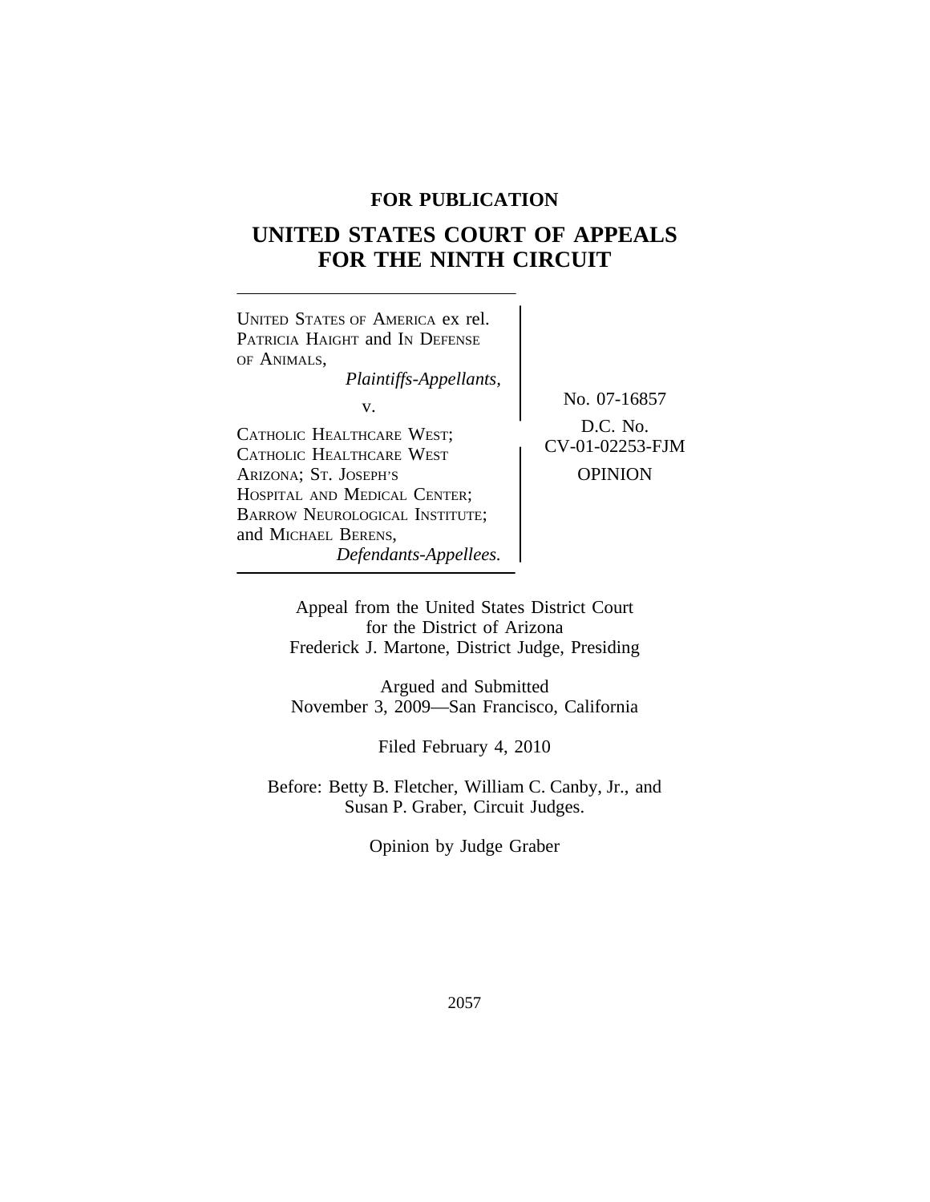**FOR PUBLICATION**

# UNITED STATES COURT OF APPEALS
# FOR THE NINTH CIRCUIT

UNITED STATES OF AMERICA ex rel.
PATRICIA HAIGHT and IN DEFENSE
OF ANIMALS,
*Plaintiffs-Appellants,*

v.

CATHOLIC HEALTHCARE WEST;
CATHOLIC HEALTHCARE WEST
ARIZONA; ST. JOSEPH'S
HOSPITAL AND MEDICAL CENTER;
BARROW NEUROLOGICAL INSTITUTE;
and MICHAEL BERENS,
*Defendants-Appellees.*

No. 07-16857

D.C. No.
CV-01-02253-FJM

OPINION

Appeal from the United States District Court
for the District of Arizona
Frederick J. Martone, District Judge, Presiding

Argued and Submitted
November 3, 2009—San Francisco, California

Filed February 4, 2010

Before: Betty B. Fletcher, William C. Canby, Jr., and
Susan P. Graber, Circuit Judges.

Opinion by Judge Graber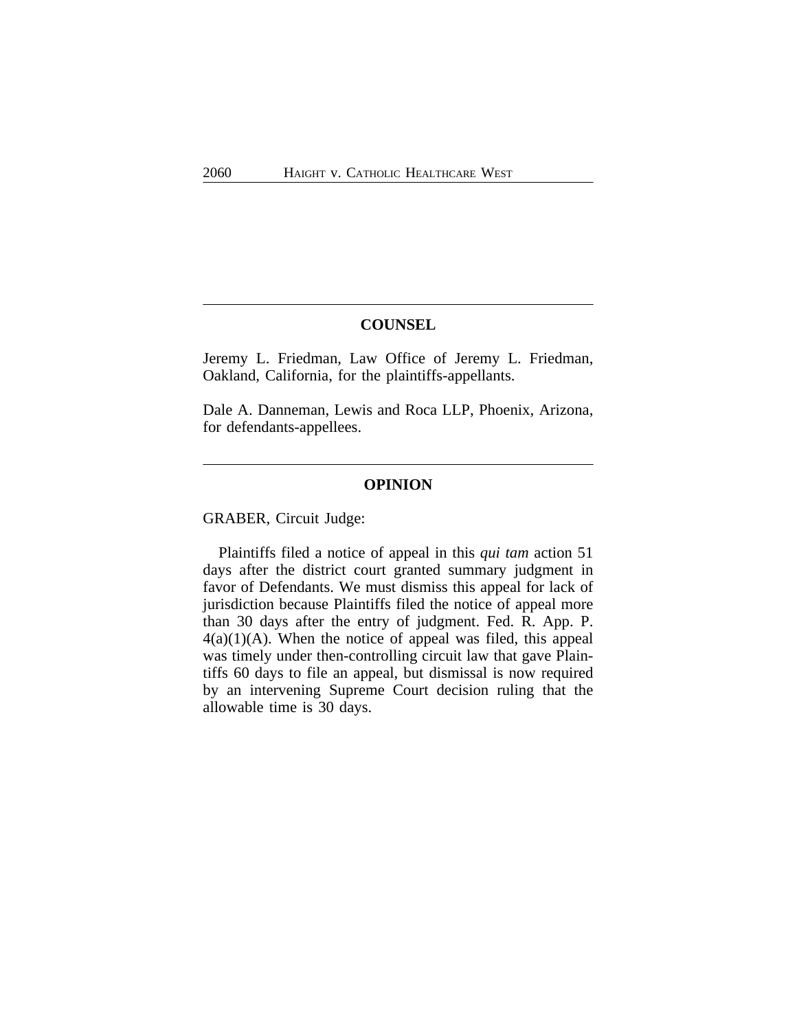## COUNSEL

Jeremy L. Friedman, Law Office of Jeremy L. Friedman, Oakland, California, for the plaintiffs-appellants.

Dale A. Danneman, Lewis and Roca LLP, Phoenix, Arizona, for defendants-appellees.

## OPINION

GRABER, Circuit Judge:

Plaintiffs filed a notice of appeal in this *qui tam* action 51 days after the district court granted summary judgment in favor of Defendants. We must dismiss this appeal for lack of jurisdiction because Plaintiffs filed the notice of appeal more than 30 days after the entry of judgment. Fed. R. App. P. 4(a)(1)(A). When the notice of appeal was filed, this appeal was timely under then-controlling circuit law that gave Plaintiffs 60 days to file an appeal, but dismissal is now required by an intervening Supreme Court decision ruling that the allowable time is 30 days.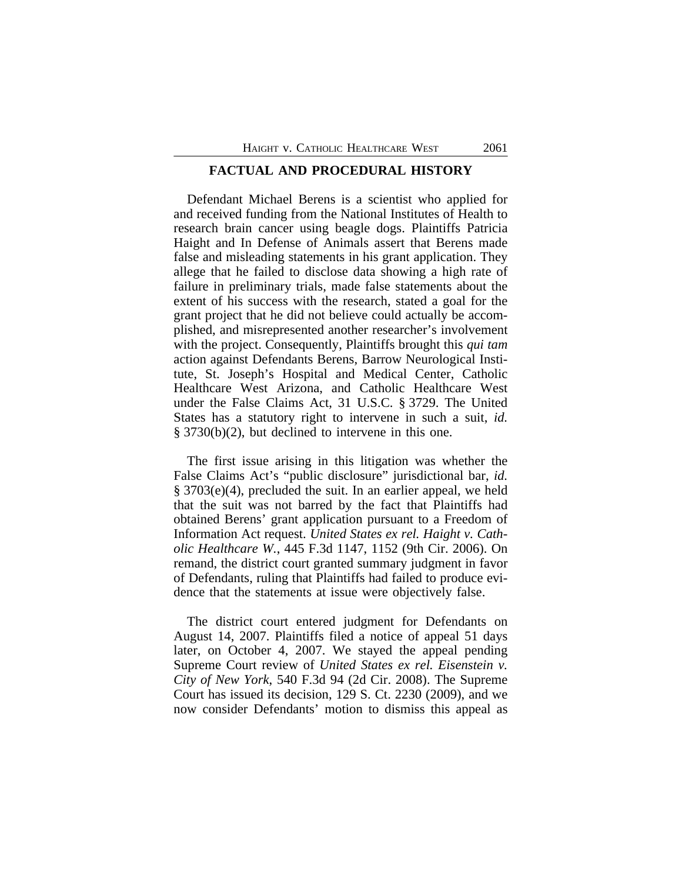## FACTUAL AND PROCEDURAL HISTORY

Defendant Michael Berens is a scientist who applied for and received funding from the National Institutes of Health to research brain cancer using beagle dogs. Plaintiffs Patricia Haight and In Defense of Animals assert that Berens made false and misleading statements in his grant application. They allege that he failed to disclose data showing a high rate of failure in preliminary trials, made false statements about the extent of his success with the research, stated a goal for the grant project that he did not believe could actually be accomplished, and misrepresented another researcher's involvement with the project. Consequently, Plaintiffs brought this *qui tam* action against Defendants Berens, Barrow Neurological Institute, St. Joseph's Hospital and Medical Center, Catholic Healthcare West Arizona, and Catholic Healthcare West under the False Claims Act, 31 U.S.C. § 3729. The United States has a statutory right to intervene in such a suit, *id.* § 3730(b)(2), but declined to intervene in this one.

The first issue arising in this litigation was whether the False Claims Act's "public disclosure" jurisdictional bar, *id.* § 3703(e)(4), precluded the suit. In an earlier appeal, we held that the suit was not barred by the fact that Plaintiffs had obtained Berens' grant application pursuant to a Freedom of Information Act request. *United States ex rel. Haight v. Catholic Healthcare W.*, 445 F.3d 1147, 1152 (9th Cir. 2006). On remand, the district court granted summary judgment in favor of Defendants, ruling that Plaintiffs had failed to produce evidence that the statements at issue were objectively false.

The district court entered judgment for Defendants on August 14, 2007. Plaintiffs filed a notice of appeal 51 days later, on October 4, 2007. We stayed the appeal pending Supreme Court review of *United States ex rel. Eisenstein v. City of New York*, 540 F.3d 94 (2d Cir. 2008). The Supreme Court has issued its decision, 129 S. Ct. 2230 (2009), and we now consider Defendants' motion to dismiss this appeal as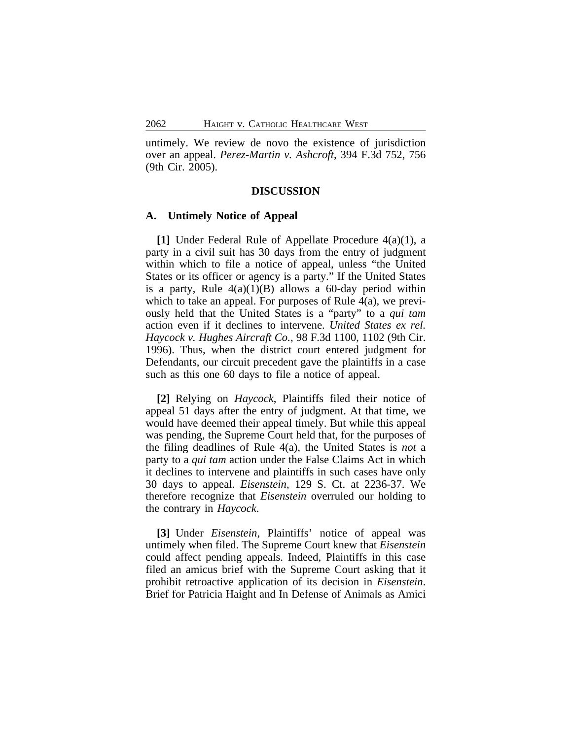untimely. We review de novo the existence of jurisdiction over an appeal. *Perez-Martin v. Ashcroft*, 394 F.3d 752, 756 (9th Cir. 2005).

## DISCUSSION

### A. Untimely Notice of Appeal

**[1]** Under Federal Rule of Appellate Procedure 4(a)(1), a party in a civil suit has 30 days from the entry of judgment within which to file a notice of appeal, unless "the United States or its officer or agency is a party." If the United States is a party, Rule 4(a)(1)(B) allows a 60-day period within which to take an appeal. For purposes of Rule 4(a), we previously held that the United States is a "party" to a *qui tam* action even if it declines to intervene. *United States ex rel. Haycock v. Hughes Aircraft Co.*, 98 F.3d 1100, 1102 (9th Cir. 1996). Thus, when the district court entered judgment for Defendants, our circuit precedent gave the plaintiffs in a case such as this one 60 days to file a notice of appeal.

**[2]** Relying on *Haycock*, Plaintiffs filed their notice of appeal 51 days after the entry of judgment. At that time, we would have deemed their appeal timely. But while this appeal was pending, the Supreme Court held that, for the purposes of the filing deadlines of Rule 4(a), the United States is *not* a party to a *qui tam* action under the False Claims Act in which it declines to intervene and plaintiffs in such cases have only 30 days to appeal. *Eisenstein*, 129 S. Ct. at 2236-37. We therefore recognize that *Eisenstein* overruled our holding to the contrary in *Haycock*.

**[3]** Under *Eisenstein*, Plaintiffs' notice of appeal was untimely when filed. The Supreme Court knew that *Eisenstein* could affect pending appeals. Indeed, Plaintiffs in this case filed an amicus brief with the Supreme Court asking that it prohibit retroactive application of its decision in *Eisenstein*. Brief for Patricia Haight and In Defense of Animals as Amici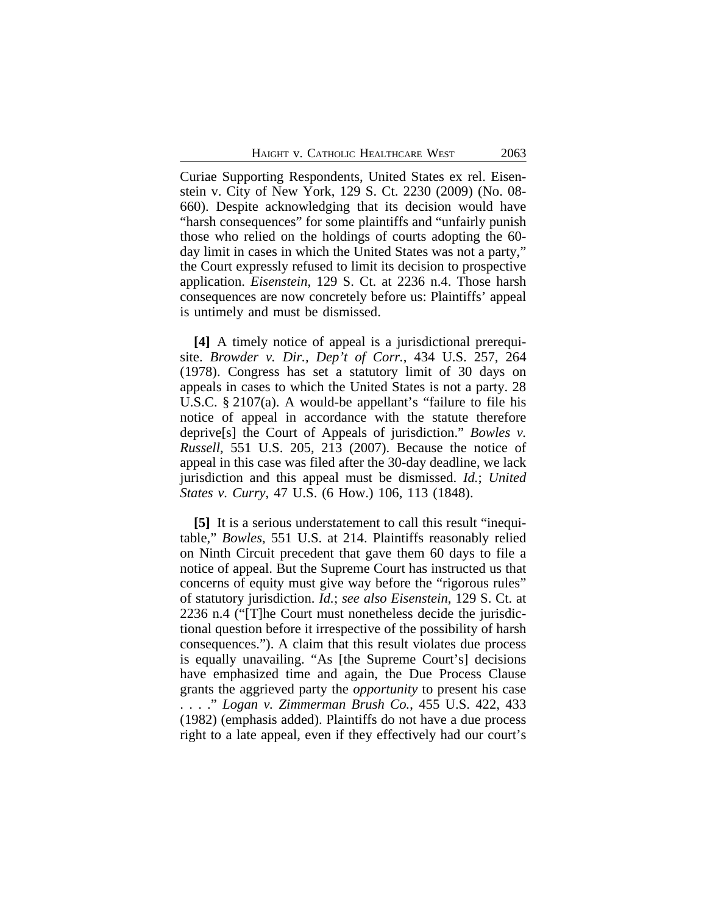Curiae Supporting Respondents, United States ex rel. Eisenstein v. City of New York, 129 S. Ct. 2230 (2009) (No. 08-660). Despite acknowledging that its decision would have "harsh consequences" for some plaintiffs and "unfairly punish those who relied on the holdings of courts adopting the 60-day limit in cases in which the United States was not a party," the Court expressly refused to limit its decision to prospective application. *Eisenstein*, 129 S. Ct. at 2236 n.4. Those harsh consequences are now concretely before us: Plaintiffs' appeal is untimely and must be dismissed.

**[4]** A timely notice of appeal is a jurisdictional prerequisite. *Browder v. Dir., Dep't of Corr.*, 434 U.S. 257, 264 (1978). Congress has set a statutory limit of 30 days on appeals in cases to which the United States is not a party. 28 U.S.C. § 2107(a). A would-be appellant's "failure to file his notice of appeal in accordance with the statute therefore deprive[s] the Court of Appeals of jurisdiction." *Bowles v. Russell*, 551 U.S. 205, 213 (2007). Because the notice of appeal in this case was filed after the 30-day deadline, we lack jurisdiction and this appeal must be dismissed. *Id.*; *United States v. Curry*, 47 U.S. (6 How.) 106, 113 (1848).

**[5]** It is a serious understatement to call this result "inequitable," *Bowles*, 551 U.S. at 214. Plaintiffs reasonably relied on Ninth Circuit precedent that gave them 60 days to file a notice of appeal. But the Supreme Court has instructed us that concerns of equity must give way before the "rigorous rules" of statutory jurisdiction. *Id.*; *see also Eisenstein*, 129 S. Ct. at 2236 n.4 ("[T]he Court must nonetheless decide the jurisdictional question before it irrespective of the possibility of harsh consequences."). A claim that this result violates due process is equally unavailing. "As [the Supreme Court's] decisions have emphasized time and again, the Due Process Clause grants the aggrieved party the *opportunity* to present his case . . . ." *Logan v. Zimmerman Brush Co.*, 455 U.S. 422, 433 (1982) (emphasis added). Plaintiffs do not have a due process right to a late appeal, even if they effectively had our court's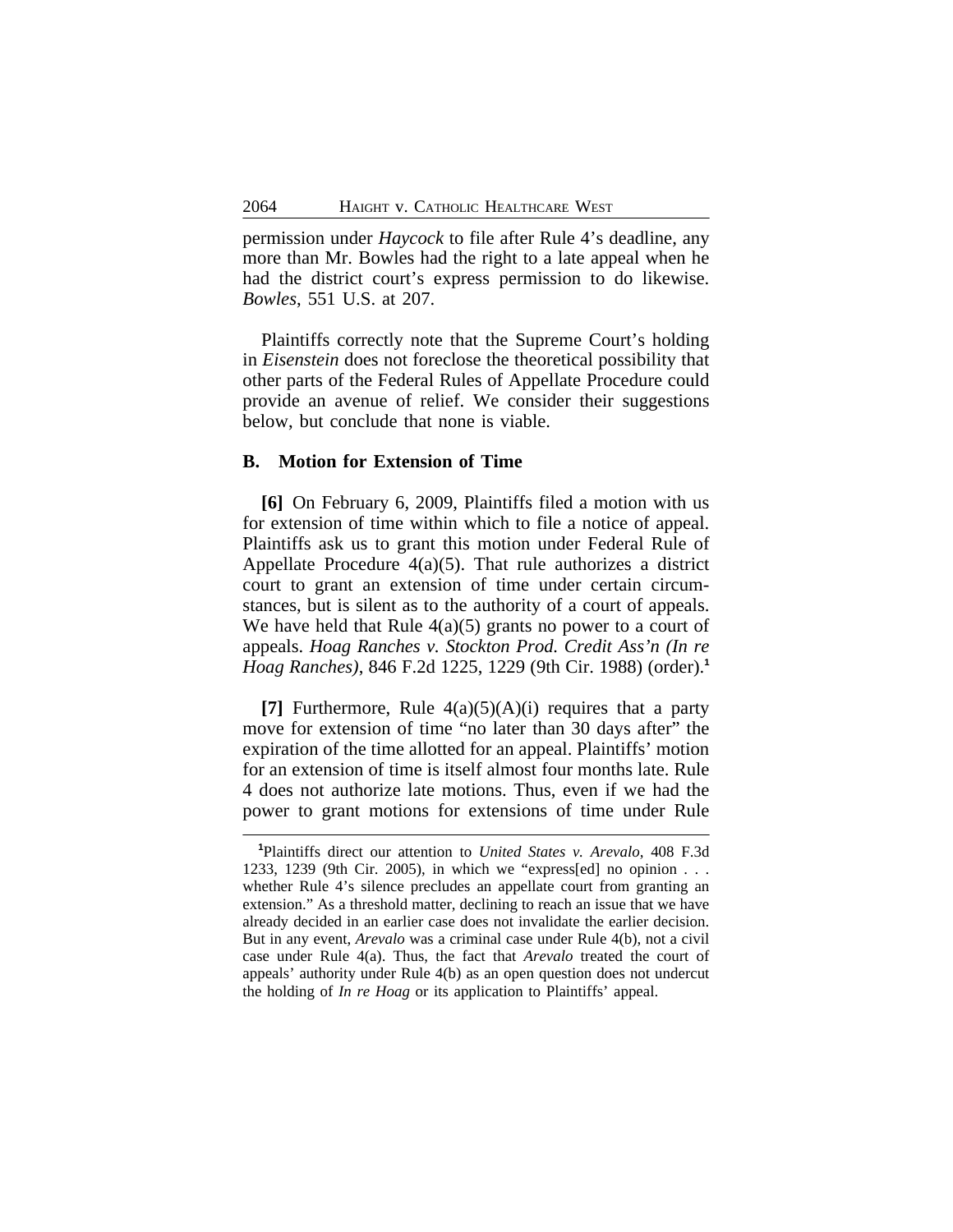permission under *Haycock* to file after Rule 4's deadline, any more than Mr. Bowles had the right to a late appeal when he had the district court's express permission to do likewise. *Bowles*, 551 U.S. at 207.

Plaintiffs correctly note that the Supreme Court's holding in *Eisenstein* does not foreclose the theoretical possibility that other parts of the Federal Rules of Appellate Procedure could provide an avenue of relief. We consider their suggestions below, but conclude that none is viable.

## B. Motion for Extension of Time

**[6]** On February 6, 2009, Plaintiffs filed a motion with us for extension of time within which to file a notice of appeal. Plaintiffs ask us to grant this motion under Federal Rule of Appellate Procedure 4(a)(5). That rule authorizes a district court to grant an extension of time under certain circumstances, but is silent as to the authority of a court of appeals. We have held that Rule 4(a)(5) grants no power to a court of appeals. *Hoag Ranches v. Stockton Prod. Credit Ass'n (In re Hoag Ranches)*, 846 F.2d 1225, 1229 (9th Cir. 1988) (order).[1]

**[7]** Furthermore, Rule 4(a)(5)(A)(i) requires that a party move for extension of time "no later than 30 days after" the expiration of the time allotted for an appeal. Plaintiffs' motion for an extension of time is itself almost four months late. Rule 4 does not authorize late motions. Thus, even if we had the power to grant motions for extensions of time under Rule

---

[1]Plaintiffs direct our attention to *United States v. Arevalo*, 408 F.3d 1233, 1239 (9th Cir. 2005), in which we "express[ed] no opinion . . . whether Rule 4's silence precludes an appellate court from granting an extension." As a threshold matter, declining to reach an issue that we have already decided in an earlier case does not invalidate the earlier decision. But in any event, *Arevalo* was a criminal case under Rule 4(b), not a civil case under Rule 4(a). Thus, the fact that *Arevalo* treated the court of appeals' authority under Rule 4(b) as an open question does not undercut the holding of *In re Hoag* or its application to Plaintiffs' appeal.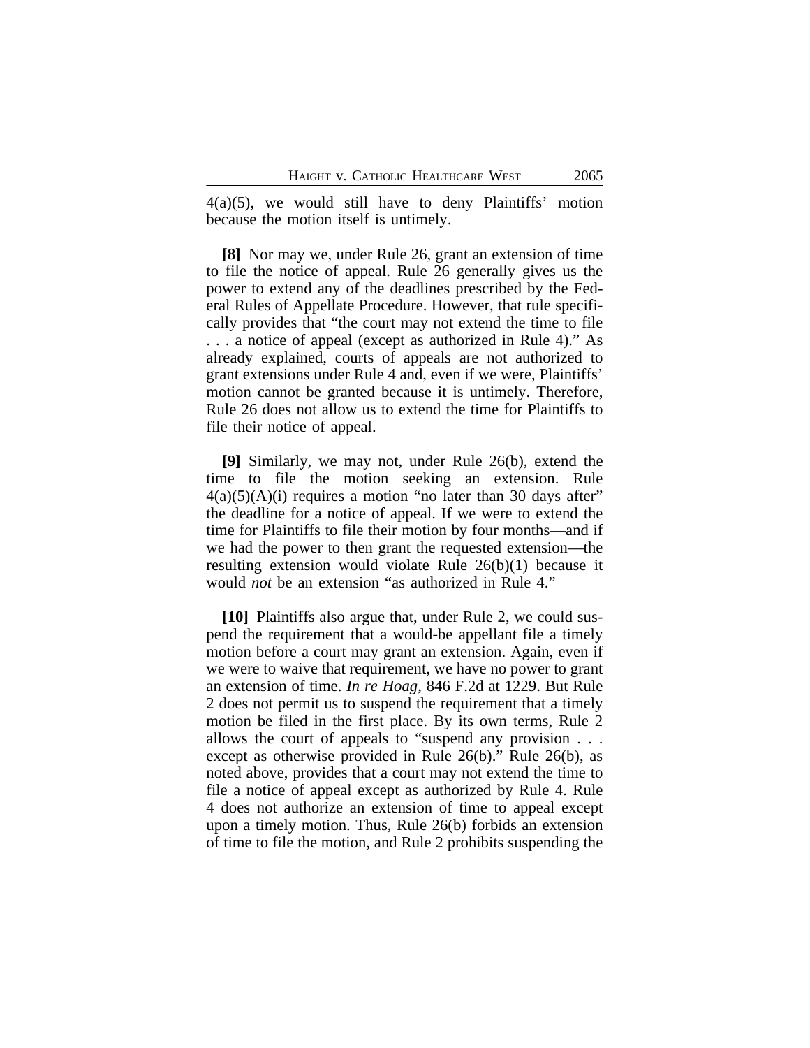4(a)(5), we would still have to deny Plaintiffs' motion because the motion itself is untimely.

**[8]** Nor may we, under Rule 26, grant an extension of time to file the notice of appeal. Rule 26 generally gives us the power to extend any of the deadlines prescribed by the Federal Rules of Appellate Procedure. However, that rule specifically provides that "the court may not extend the time to file . . . a notice of appeal (except as authorized in Rule 4)." As already explained, courts of appeals are not authorized to grant extensions under Rule 4 and, even if we were, Plaintiffs' motion cannot be granted because it is untimely. Therefore, Rule 26 does not allow us to extend the time for Plaintiffs to file their notice of appeal.

**[9]** Similarly, we may not, under Rule 26(b), extend the time to file the motion seeking an extension. Rule 4(a)(5)(A)(i) requires a motion "no later than 30 days after" the deadline for a notice of appeal. If we were to extend the time for Plaintiffs to file their motion by four months—and if we had the power to then grant the requested extension—the resulting extension would violate Rule 26(b)(1) because it would *not* be an extension "as authorized in Rule 4."

**[10]** Plaintiffs also argue that, under Rule 2, we could suspend the requirement that a would-be appellant file a timely motion before a court may grant an extension. Again, even if we were to waive that requirement, we have no power to grant an extension of time. *In re Hoag*, 846 F.2d at 1229. But Rule 2 does not permit us to suspend the requirement that a timely motion be filed in the first place. By its own terms, Rule 2 allows the court of appeals to "suspend any provision . . . except as otherwise provided in Rule 26(b)." Rule 26(b), as noted above, provides that a court may not extend the time to file a notice of appeal except as authorized by Rule 4. Rule 4 does not authorize an extension of time to appeal except upon a timely motion. Thus, Rule 26(b) forbids an extension of time to file the motion, and Rule 2 prohibits suspending the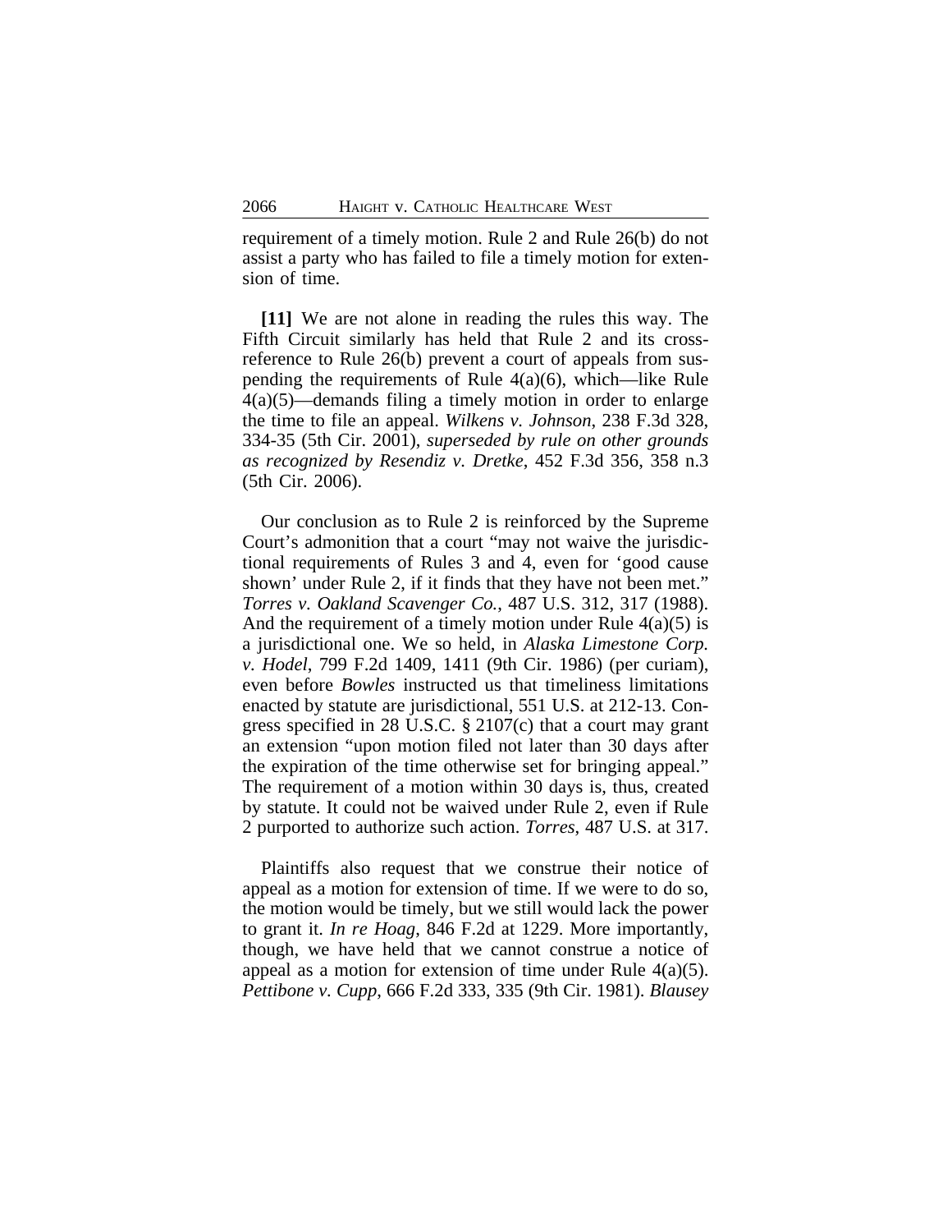requirement of a timely motion. Rule 2 and Rule 26(b) do not assist a party who has failed to file a timely motion for extension of time.

**[11]** We are not alone in reading the rules this way. The Fifth Circuit similarly has held that Rule 2 and its cross-reference to Rule 26(b) prevent a court of appeals from suspending the requirements of Rule 4(a)(6), which—like Rule 4(a)(5)—demands filing a timely motion in order to enlarge the time to file an appeal. *Wilkens v. Johnson*, 238 F.3d 328, 334-35 (5th Cir. 2001), *superseded by rule on other grounds as recognized by Resendiz v. Dretke*, 452 F.3d 356, 358 n.3 (5th Cir. 2006).

Our conclusion as to Rule 2 is reinforced by the Supreme Court's admonition that a court "may not waive the jurisdictional requirements of Rules 3 and 4, even for 'good cause shown' under Rule 2, if it finds that they have not been met." *Torres v. Oakland Scavenger Co.*, 487 U.S. 312, 317 (1988). And the requirement of a timely motion under Rule 4(a)(5) is a jurisdictional one. We so held, in *Alaska Limestone Corp. v. Hodel*, 799 F.2d 1409, 1411 (9th Cir. 1986) (per curiam), even before *Bowles* instructed us that timeliness limitations enacted by statute are jurisdictional, 551 U.S. at 212-13. Congress specified in 28 U.S.C. § 2107(c) that a court may grant an extension "upon motion filed not later than 30 days after the expiration of the time otherwise set for bringing appeal." The requirement of a motion within 30 days is, thus, created by statute. It could not be waived under Rule 2, even if Rule 2 purported to authorize such action. *Torres*, 487 U.S. at 317.

Plaintiffs also request that we construe their notice of appeal as a motion for extension of time. If we were to do so, the motion would be timely, but we still would lack the power to grant it. *In re Hoag*, 846 F.2d at 1229. More importantly, though, we have held that we cannot construe a notice of appeal as a motion for extension of time under Rule 4(a)(5). *Pettibone v. Cupp*, 666 F.2d 333, 335 (9th Cir. 1981). *Blausey*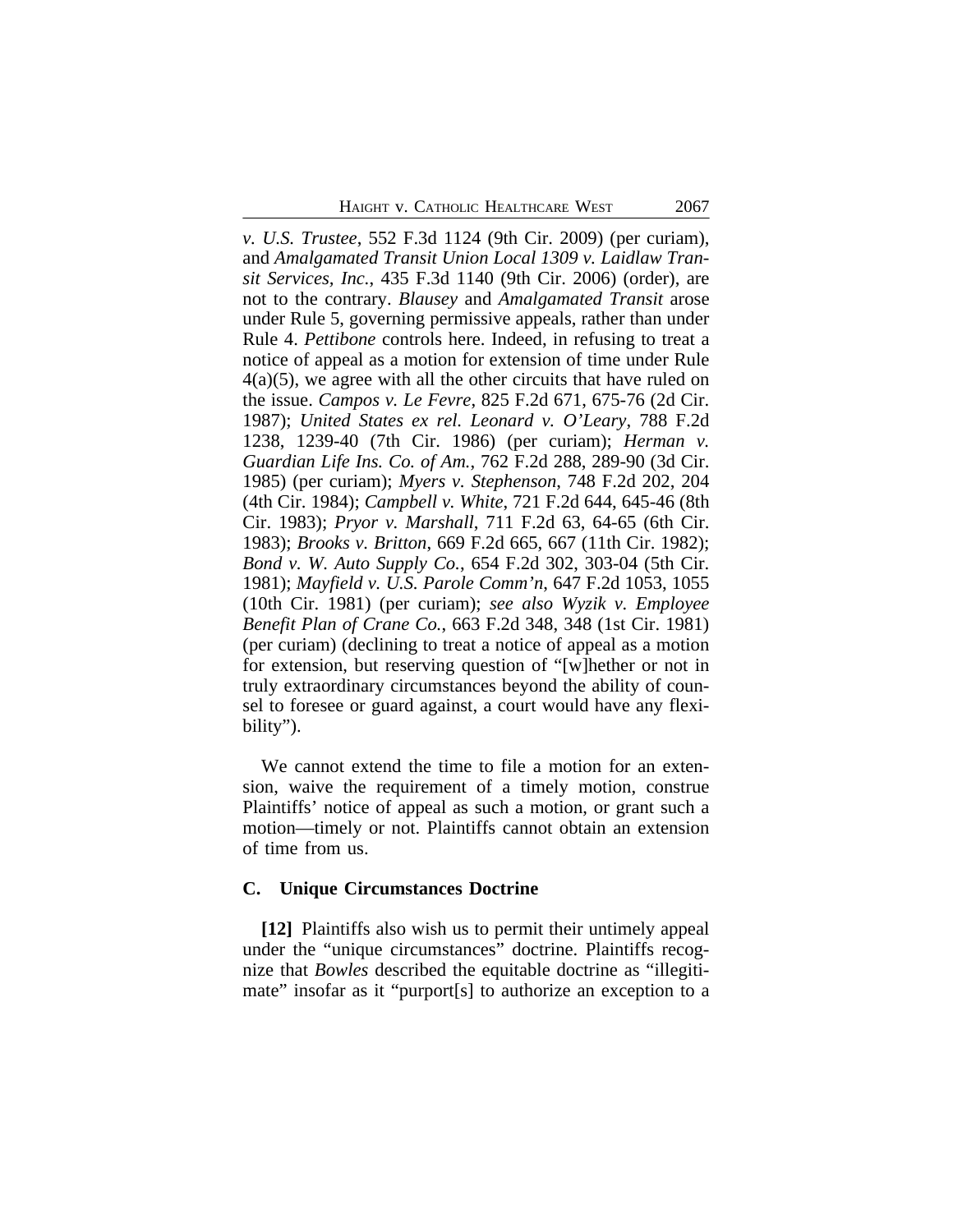*v. U.S. Trustee*, 552 F.3d 1124 (9th Cir. 2009) (per curiam), and *Amalgamated Transit Union Local 1309 v. Laidlaw Transit Services, Inc.*, 435 F.3d 1140 (9th Cir. 2006) (order), are not to the contrary. *Blausey* and *Amalgamated Transit* arose under Rule 5, governing permissive appeals, rather than under Rule 4. *Pettibone* controls here. Indeed, in refusing to treat a notice of appeal as a motion for extension of time under Rule 4(a)(5), we agree with all the other circuits that have ruled on the issue. *Campos v. Le Fevre*, 825 F.2d 671, 675-76 (2d Cir. 1987); *United States ex rel. Leonard v. O'Leary*, 788 F.2d 1238, 1239-40 (7th Cir. 1986) (per curiam); *Herman v. Guardian Life Ins. Co. of Am.*, 762 F.2d 288, 289-90 (3d Cir. 1985) (per curiam); *Myers v. Stephenson*, 748 F.2d 202, 204 (4th Cir. 1984); *Campbell v. White*, 721 F.2d 644, 645-46 (8th Cir. 1983); *Pryor v. Marshall*, 711 F.2d 63, 64-65 (6th Cir. 1983); *Brooks v. Britton*, 669 F.2d 665, 667 (11th Cir. 1982); *Bond v. W. Auto Supply Co.*, 654 F.2d 302, 303-04 (5th Cir. 1981); *Mayfield v. U.S. Parole Comm'n*, 647 F.2d 1053, 1055 (10th Cir. 1981) (per curiam); *see also Wyzik v. Employee Benefit Plan of Crane Co.*, 663 F.2d 348, 348 (1st Cir. 1981) (per curiam) (declining to treat a notice of appeal as a motion for extension, but reserving question of "[w]hether or not in truly extraordinary circumstances beyond the ability of counsel to foresee or guard against, a court would have any flexibility").

We cannot extend the time to file a motion for an extension, waive the requirement of a timely motion, construe Plaintiffs' notice of appeal as such a motion, or grant such a motion—timely or not. Plaintiffs cannot obtain an extension of time from us.

### C. Unique Circumstances Doctrine

**[12]** Plaintiffs also wish us to permit their untimely appeal under the "unique circumstances" doctrine. Plaintiffs recognize that *Bowles* described the equitable doctrine as "illegitimate" insofar as it "purport[s] to authorize an exception to a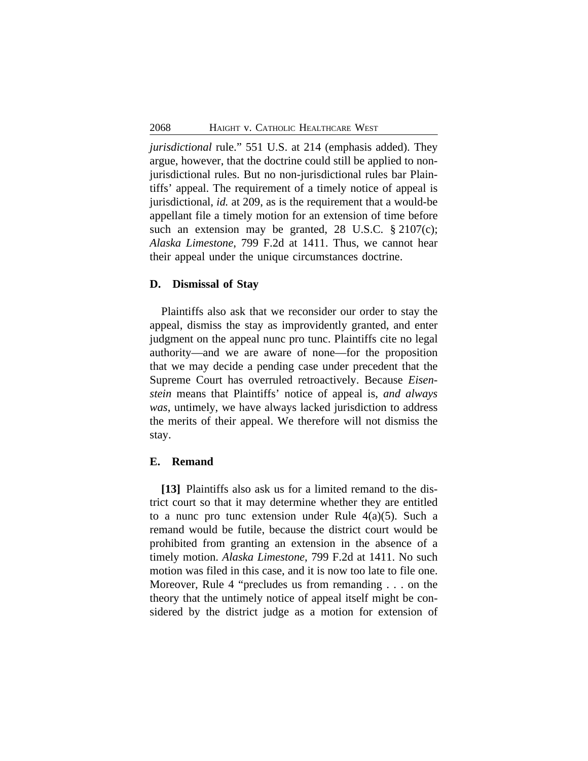*jurisdictional* rule." 551 U.S. at 214 (emphasis added). They argue, however, that the doctrine could still be applied to non-jurisdictional rules. But no non-jurisdictional rules bar Plaintiffs' appeal. The requirement of a timely notice of appeal is jurisdictional, *id.* at 209, as is the requirement that a would-be appellant file a timely motion for an extension of time before such an extension may be granted, 28 U.S.C. § 2107(c); *Alaska Limestone*, 799 F.2d at 1411. Thus, we cannot hear their appeal under the unique circumstances doctrine.

### D. Dismissal of Stay

Plaintiffs also ask that we reconsider our order to stay the appeal, dismiss the stay as improvidently granted, and enter judgment on the appeal nunc pro tunc. Plaintiffs cite no legal authority—and we are aware of none—for the proposition that we may decide a pending case under precedent that the Supreme Court has overruled retroactively. Because *Eisenstein* means that Plaintiffs' notice of appeal is, *and always was*, untimely, we have always lacked jurisdiction to address the merits of their appeal. We therefore will not dismiss the stay.

### E. Remand

**[13]** Plaintiffs also ask us for a limited remand to the district court so that it may determine whether they are entitled to a nunc pro tunc extension under Rule 4(a)(5). Such a remand would be futile, because the district court would be prohibited from granting an extension in the absence of a timely motion. *Alaska Limestone*, 799 F.2d at 1411. No such motion was filed in this case, and it is now too late to file one. Moreover, Rule 4 "precludes us from remanding . . . on the theory that the untimely notice of appeal itself might be considered by the district judge as a motion for extension of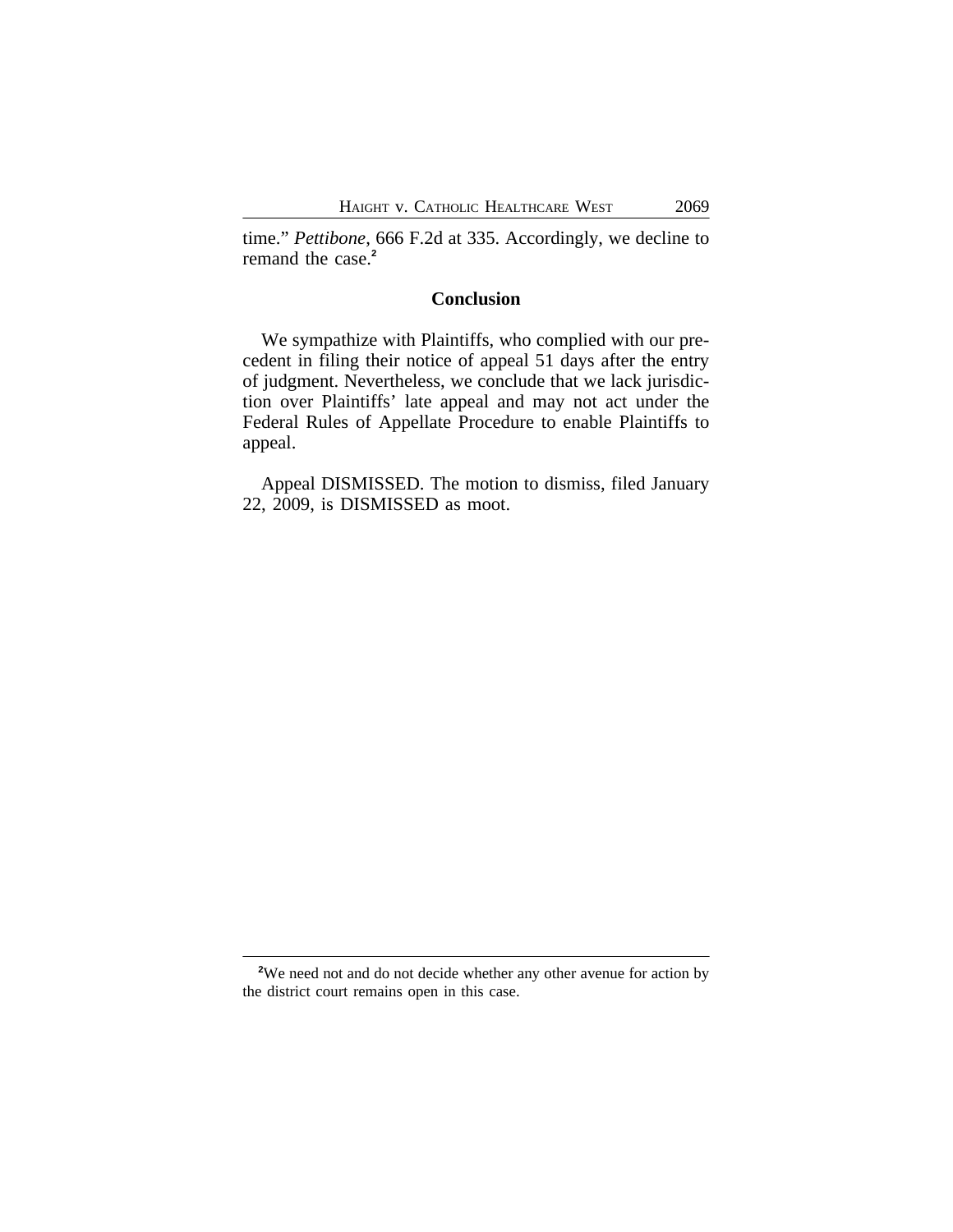time." *Pettibone*, 666 F.2d at 335. Accordingly, we decline to remand the case.[2]

## Conclusion

We sympathize with Plaintiffs, who complied with our precedent in filing their notice of appeal 51 days after the entry of judgment. Nevertheless, we conclude that we lack jurisdiction over Plaintiffs' late appeal and may not act under the Federal Rules of Appellate Procedure to enable Plaintiffs to appeal.

Appeal DISMISSED. The motion to dismiss, filed January 22, 2009, is DISMISSED as moot.

---

[2]We need not and do not decide whether any other avenue for action by the district court remains open in this case.